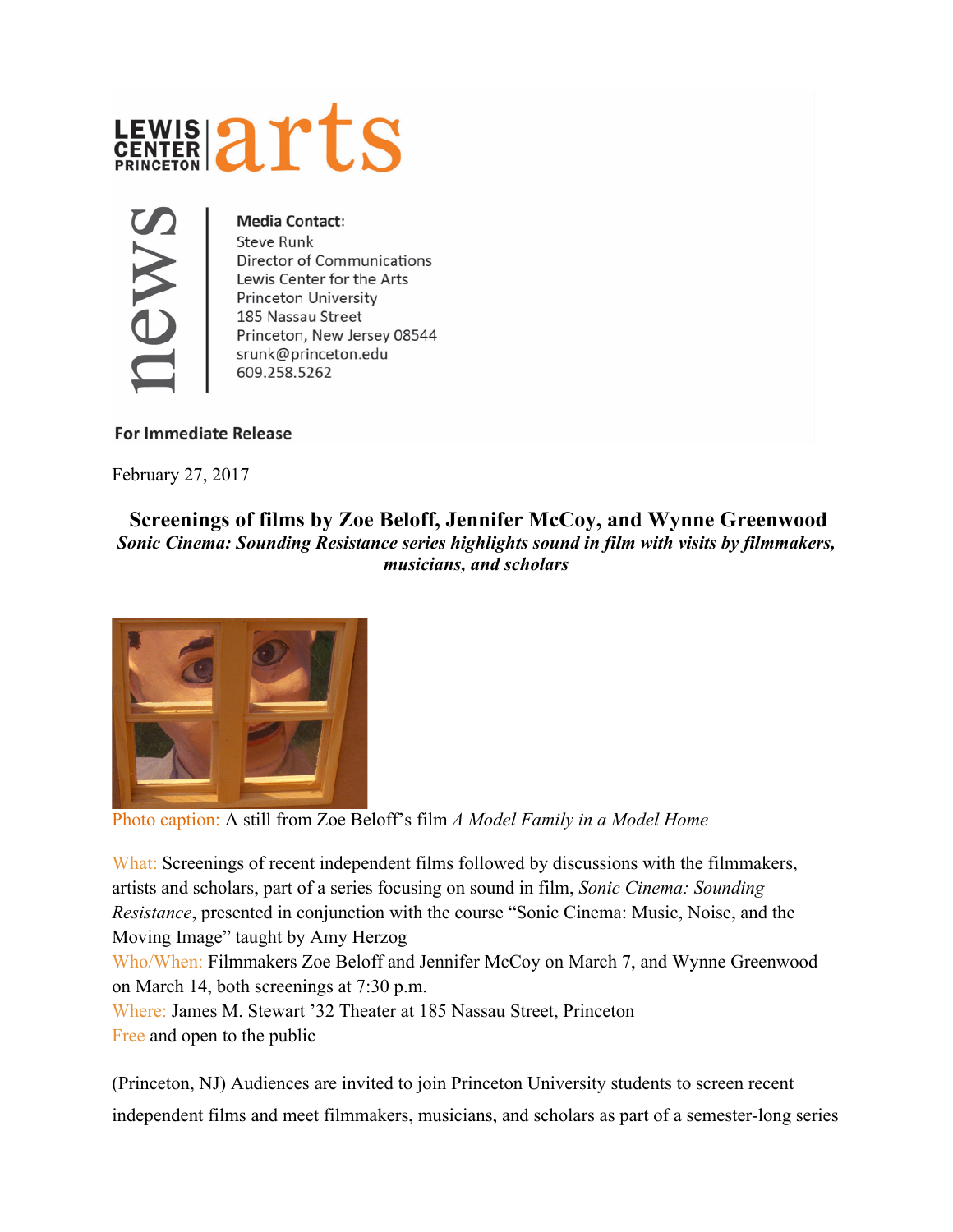LEWIS CENTER PRINCETON arts

news

**Media Contact:**
Steve Runk
Director of Communications
Lewis Center for the Arts
Princeton University
185 Nassau Street
Princeton, New Jersey 08544
srunk@princeton.edu
609.258.5262

**For Immediate Release**

February 27, 2017

# Screenings of films by Zoe Beloff, Jennifer McCoy, and Wynne Greenwood

***Sonic Cinema: Sounding Resistance series highlights sound in film with visits by filmmakers, musicians, and scholars***

Photo caption: A still from Zoe Beloff's film *A Model Family in a Model Home*

What: Screenings of recent independent films followed by discussions with the filmmakers, artists and scholars, part of a series focusing on sound in film, *Sonic Cinema: Sounding Resistance*, presented in conjunction with the course "Sonic Cinema: Music, Noise, and the Moving Image" taught by Amy Herzog
Who/When: Filmmakers Zoe Beloff and Jennifer McCoy on March 7, and Wynne Greenwood on March 14, both screenings at 7:30 p.m.
Where: James M. Stewart '32 Theater at 185 Nassau Street, Princeton
Free and open to the public

(Princeton, NJ) Audiences are invited to join Princeton University students to screen recent independent films and meet filmmakers, musicians, and scholars as part of a semester-long series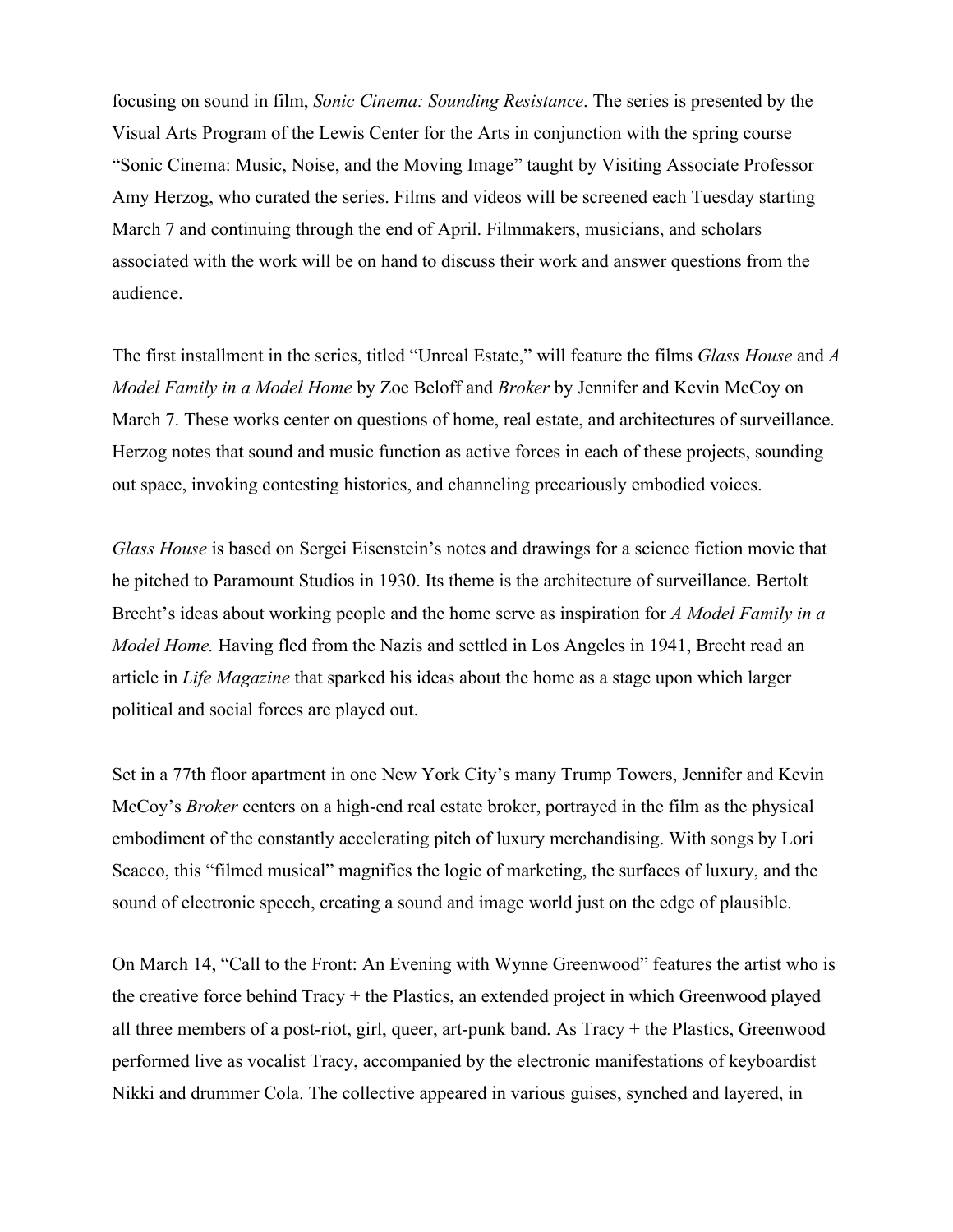focusing on sound in film, *Sonic Cinema: Sounding Resistance*. The series is presented by the Visual Arts Program of the Lewis Center for the Arts in conjunction with the spring course "Sonic Cinema: Music, Noise, and the Moving Image" taught by Visiting Associate Professor Amy Herzog, who curated the series. Films and videos will be screened each Tuesday starting March 7 and continuing through the end of April. Filmmakers, musicians, and scholars associated with the work will be on hand to discuss their work and answer questions from the audience.

The first installment in the series, titled "Unreal Estate," will feature the films *Glass House* and *A Model Family in a Model Home* by Zoe Beloff and *Broker* by Jennifer and Kevin McCoy on March 7. These works center on questions of home, real estate, and architectures of surveillance. Herzog notes that sound and music function as active forces in each of these projects, sounding out space, invoking contesting histories, and channeling precariously embodied voices.

*Glass House* is based on Sergei Eisenstein's notes and drawings for a science fiction movie that he pitched to Paramount Studios in 1930. Its theme is the architecture of surveillance. Bertolt Brecht's ideas about working people and the home serve as inspiration for *A Model Family in a Model Home.* Having fled from the Nazis and settled in Los Angeles in 1941, Brecht read an article in *Life Magazine* that sparked his ideas about the home as a stage upon which larger political and social forces are played out.

Set in a 77th floor apartment in one New York City's many Trump Towers, Jennifer and Kevin McCoy's *Broker* centers on a high-end real estate broker, portrayed in the film as the physical embodiment of the constantly accelerating pitch of luxury merchandising. With songs by Lori Scacco, this "filmed musical" magnifies the logic of marketing, the surfaces of luxury, and the sound of electronic speech, creating a sound and image world just on the edge of plausible.

On March 14, "Call to the Front: An Evening with Wynne Greenwood" features the artist who is the creative force behind Tracy + the Plastics, an extended project in which Greenwood played all three members of a post-riot, girl, queer, art-punk band. As Tracy + the Plastics, Greenwood performed live as vocalist Tracy, accompanied by the electronic manifestations of keyboardist Nikki and drummer Cola. The collective appeared in various guises, synched and layered, in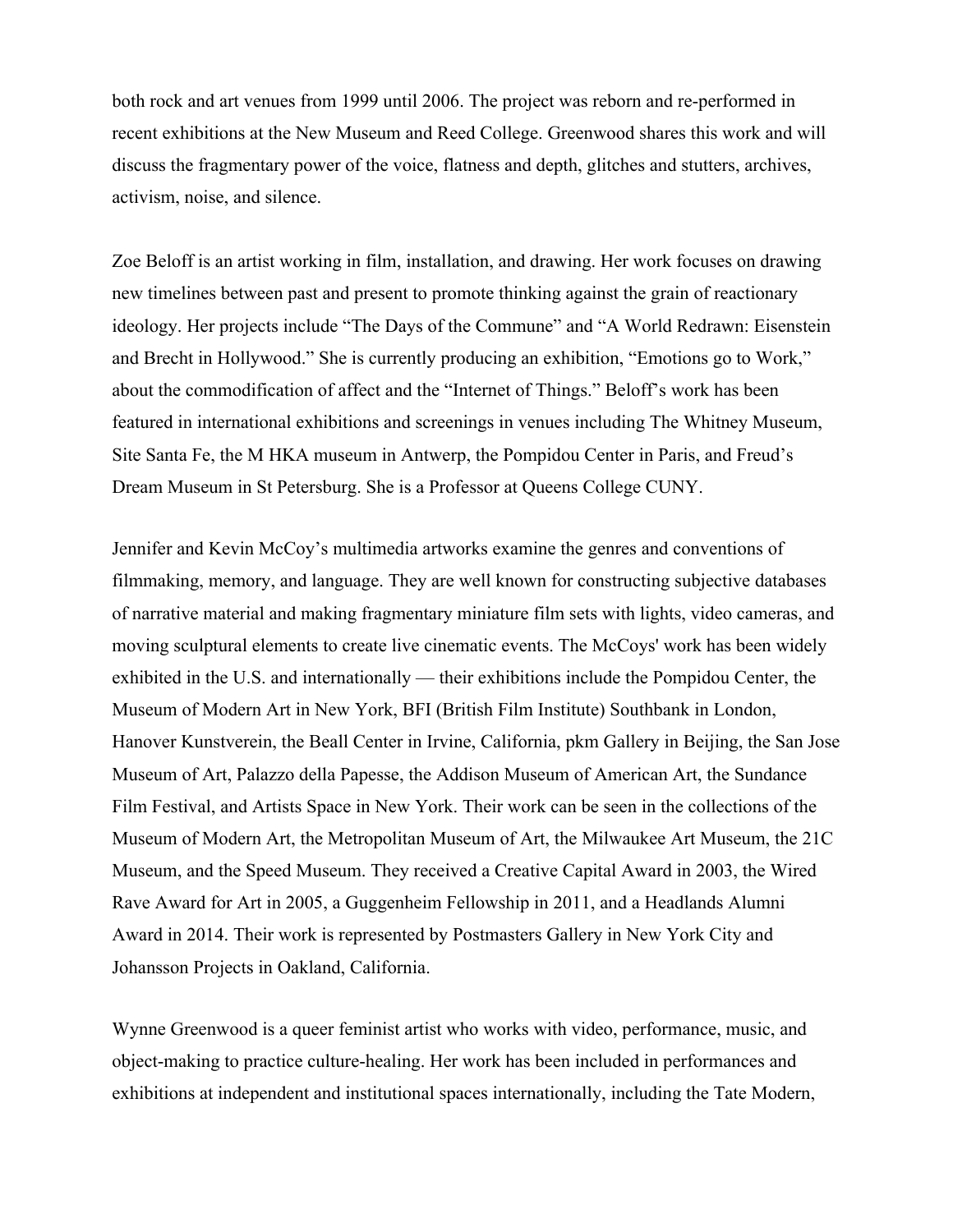both rock and art venues from 1999 until 2006. The project was reborn and re-performed in recent exhibitions at the New Museum and Reed College. Greenwood shares this work and will discuss the fragmentary power of the voice, flatness and depth, glitches and stutters, archives, activism, noise, and silence.

Zoe Beloff is an artist working in film, installation, and drawing. Her work focuses on drawing new timelines between past and present to promote thinking against the grain of reactionary ideology. Her projects include "The Days of the Commune" and "A World Redrawn: Eisenstein and Brecht in Hollywood." She is currently producing an exhibition, "Emotions go to Work," about the commodification of affect and the "Internet of Things." Beloff's work has been featured in international exhibitions and screenings in venues including The Whitney Museum, Site Santa Fe, the M HKA museum in Antwerp, the Pompidou Center in Paris, and Freud's Dream Museum in St Petersburg. She is a Professor at Queens College CUNY.

Jennifer and Kevin McCoy's multimedia artworks examine the genres and conventions of filmmaking, memory, and language. They are well known for constructing subjective databases of narrative material and making fragmentary miniature film sets with lights, video cameras, and moving sculptural elements to create live cinematic events. The McCoys' work has been widely exhibited in the U.S. and internationally — their exhibitions include the Pompidou Center, the Museum of Modern Art in New York, BFI (British Film Institute) Southbank in London, Hanover Kunstverein, the Beall Center in Irvine, California, pkm Gallery in Beijing, the San Jose Museum of Art, Palazzo della Papesse, the Addison Museum of American Art, the Sundance Film Festival, and Artists Space in New York. Their work can be seen in the collections of the Museum of Modern Art, the Metropolitan Museum of Art, the Milwaukee Art Museum, the 21C Museum, and the Speed Museum. They received a Creative Capital Award in 2003, the Wired Rave Award for Art in 2005, a Guggenheim Fellowship in 2011, and a Headlands Alumni Award in 2014. Their work is represented by Postmasters Gallery in New York City and Johansson Projects in Oakland, California.

Wynne Greenwood is a queer feminist artist who works with video, performance, music, and object-making to practice culture-healing. Her work has been included in performances and exhibitions at independent and institutional spaces internationally, including the Tate Modern,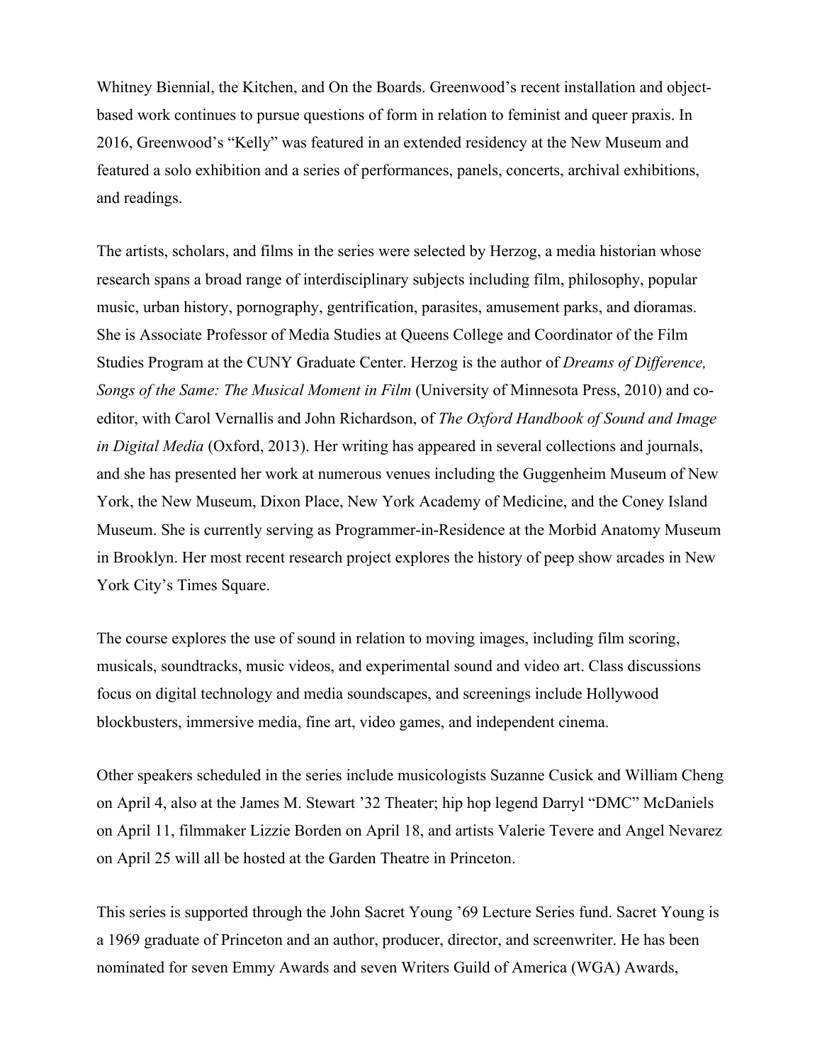Whitney Biennial, the Kitchen, and On the Boards. Greenwood's recent installation and object-based work continues to pursue questions of form in relation to feminist and queer praxis. In 2016, Greenwood's "Kelly" was featured in an extended residency at the New Museum and featured a solo exhibition and a series of performances, panels, concerts, archival exhibitions, and readings.

The artists, scholars, and films in the series were selected by Herzog, a media historian whose research spans a broad range of interdisciplinary subjects including film, philosophy, popular music, urban history, pornography, gentrification, parasites, amusement parks, and dioramas. She is Associate Professor of Media Studies at Queens College and Coordinator of the Film Studies Program at the CUNY Graduate Center. Herzog is the author of *Dreams of Difference, Songs of the Same: The Musical Moment in Film* (University of Minnesota Press, 2010) and co-editor, with Carol Vernallis and John Richardson, of *The Oxford Handbook of Sound and Image in Digital Media* (Oxford, 2013). Her writing has appeared in several collections and journals, and she has presented her work at numerous venues including the Guggenheim Museum of New York, the New Museum, Dixon Place, New York Academy of Medicine, and the Coney Island Museum. She is currently serving as Programmer-in-Residence at the Morbid Anatomy Museum in Brooklyn. Her most recent research project explores the history of peep show arcades in New York City's Times Square.

The course explores the use of sound in relation to moving images, including film scoring, musicals, soundtracks, music videos, and experimental sound and video art. Class discussions focus on digital technology and media soundscapes, and screenings include Hollywood blockbusters, immersive media, fine art, video games, and independent cinema.

Other speakers scheduled in the series include musicologists Suzanne Cusick and William Cheng on April 4, also at the James M. Stewart '32 Theater; hip hop legend Darryl "DMC" McDaniels on April 11, filmmaker Lizzie Borden on April 18, and artists Valerie Tevere and Angel Nevarez on April 25 will all be hosted at the Garden Theatre in Princeton.

This series is supported through the John Sacret Young '69 Lecture Series fund. Sacret Young is a 1969 graduate of Princeton and an author, producer, director, and screenwriter. He has been nominated for seven Emmy Awards and seven Writers Guild of America (WGA) Awards,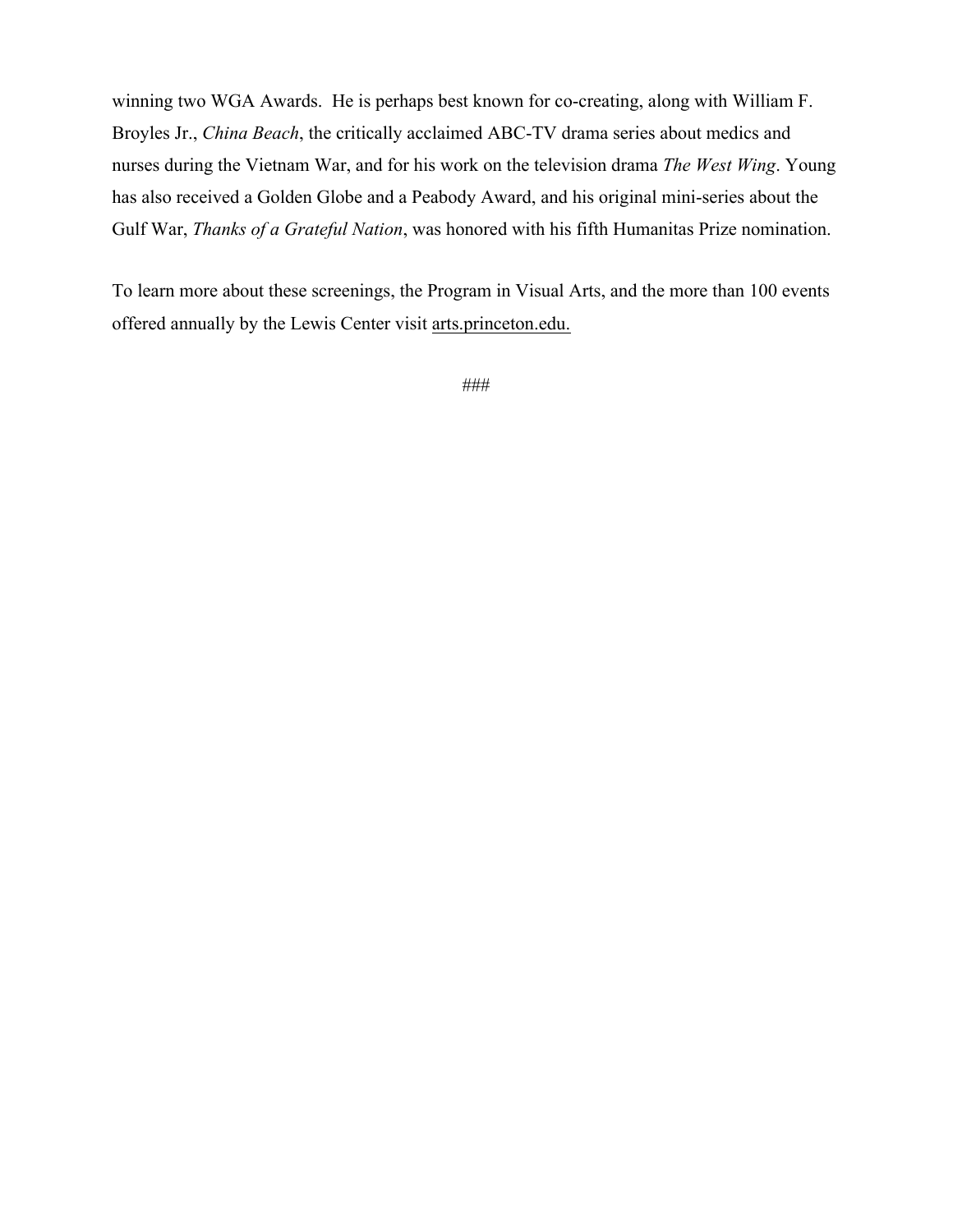winning two WGA Awards.  He is perhaps best known for co-creating, along with William F. Broyles Jr., *China Beach*, the critically acclaimed ABC-TV drama series about medics and nurses during the Vietnam War, and for his work on the television drama *The West Wing*. Young has also received a Golden Globe and a Peabody Award, and his original mini-series about the Gulf War, *Thanks of a Grateful Nation*, was honored with his fifth Humanitas Prize nomination.

To learn more about these screenings, the Program in Visual Arts, and the more than 100 events offered annually by the Lewis Center visit arts.princeton.edu.

###